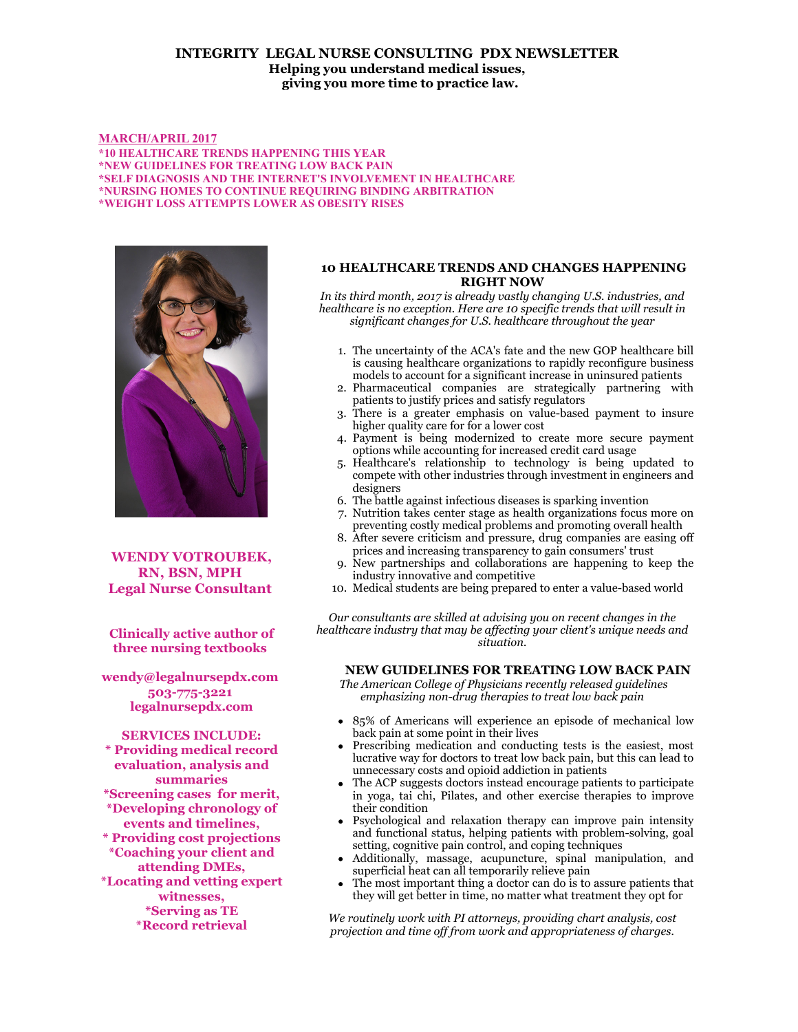# INTEGRITY LEGAL NURSE CONSULTING PDX NEWSLETTER

**Helping you understand medical issues, giving you more time to practice law.**

**MARCH/APRIL 2017**

**\*10 HEALTHCARE TRENDS HAPPENING THIS YEAR**
**\*NEW GUIDELINES FOR TREATING LOW BACK PAIN**
**\*SELF DIAGNOSIS AND THE INTERNET'S INVOLVEMENT IN HEALTHCARE**
**\*NURSING HOMES TO CONTINUE REQUIRING BINDING ARBITRATION**
**\*WEIGHT LOSS ATTEMPTS LOWER AS OBESITY RISES**

**WENDY VOTROUBEK, RN, BSN, MPH**
**Legal Nurse Consultant**

**Clinically active author of three nursing textbooks**

**wendy@legalnursepdx.com**
**503-775-3221**
**legalnursepdx.com**

**SERVICES INCLUDE:**
**\* Providing medical record evaluation, analysis and summaries**
**\*Screening cases for merit,**
**\*Developing chronology of events and timelines,**
**\* Providing cost projections**
**\*Coaching your client and attending DMEs,**
**\*Locating and vetting expert witnesses,**
**\*Serving as TE**
**\*Record retrieval**

## 10 HEALTHCARE TRENDS AND CHANGES HAPPENING RIGHT NOW

*In its third month, 2017 is already vastly changing U.S. industries, and healthcare is no exception. Here are 10 specific trends that will result in significant changes for U.S. healthcare throughout the year*

1. The uncertainty of the ACA's fate and the new GOP healthcare bill is causing healthcare organizations to rapidly reconfigure business models to account for a significant increase in uninsured patients
2. Pharmaceutical companies are strategically partnering with patients to justify prices and satisfy regulators
3. There is a greater emphasis on value-based payment to insure higher quality care for for a lower cost
4. Payment is being modernized to create more secure payment options while accounting for increased credit card usage
5. Healthcare's relationship to technology is being updated to compete with other industries through investment in engineers and designers
6. The battle against infectious diseases is sparking invention
7. Nutrition takes center stage as health organizations focus more on preventing costly medical problems and promoting overall health
8. After severe criticism and pressure, drug companies are easing off prices and increasing transparency to gain consumers' trust
9. New partnerships and collaborations are happening to keep the industry innovative and competitive
10. Medical students are being prepared to enter a value-based world

*Our consultants are skilled at advising you on recent changes in the healthcare industry that may be affecting your client's unique needs and situation.*

## NEW GUIDELINES FOR TREATING LOW BACK PAIN

*The American College of Physicians recently released guidelines emphasizing non-drug therapies to treat low back pain*

- 85% of Americans will experience an episode of mechanical low back pain at some point in their lives
- Prescribing medication and conducting tests is the easiest, most lucrative way for doctors to treat low back pain, but this can lead to unnecessary costs and opioid addiction in patients
- The ACP suggests doctors instead encourage patients to participate in yoga, tai chi, Pilates, and other exercise therapies to improve their condition
- Psychological and relaxation therapy can improve pain intensity and functional status, helping patients with problem-solving, goal setting, cognitive pain control, and coping techniques
- Additionally, massage, acupuncture, spinal manipulation, and superficial heat can all temporarily relieve pain
- The most important thing a doctor can do is to assure patients that they will get better in time, no matter what treatment they opt for

*We routinely work with PI attorneys, providing chart analysis, cost projection and time off from work and appropriateness of charges.*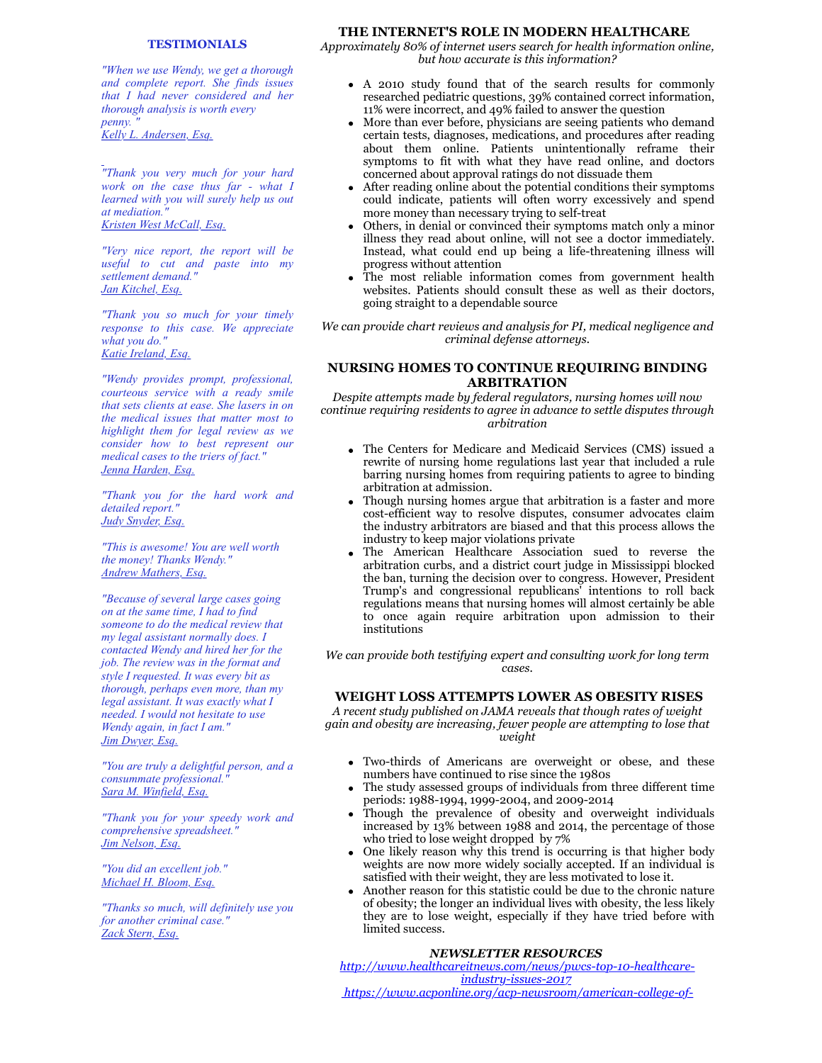### TESTIMONIALS

*"When we use Wendy, we get a thorough and complete report. She finds issues that I had never considered and her thorough analysis is worth every penny."*
Kelly L. Andersen, Esq.

*"Thank you very much for your hard work on the case thus far - what I learned with you will surely help us out at mediation."*
Kristen West McCall, Esq.

*"Very nice report, the report will be useful to cut and paste into my settlement demand."*
Jan Kitchel, Esq.

*"Thank you so much for your timely response to this case. We appreciate what you do."*
Katie Ireland, Esq.

*"Wendy provides prompt, professional, courteous service with a ready smile that sets clients at ease. She lasers in on the medical issues that matter most to highlight them for legal review as we consider how to best represent our medical cases to the triers of fact."*
Jenna Harden, Esq.

*"Thank you for the hard work and detailed report."*
Judy Snyder, Esq.

*"This is awesome! You are well worth the money! Thanks Wendy."*
Andrew Mathers, Esq.

*"Because of several large cases going on at the same time, I had to find someone to do the medical review that my legal assistant normally does. I contacted Wendy and hired her for the job. The review was in the format and style I requested. It was every bit as thorough, perhaps even more, than my legal assistant. It was exactly what I needed. I would not hesitate to use Wendy again, in fact I am."*
Jim Dwyer, Esq.

*"You are truly a delightful person, and a consummate professional."*
Sara M. Winfield, Esq.

*"Thank you for your speedy work and comprehensive spreadsheet."*
Jim Nelson, Esq.

*"You did an excellent job."*
Michael H. Bloom, Esq.

*"Thanks so much, will definitely use you for another criminal case."*
Zack Stern, Esq.

## THE INTERNET'S ROLE IN MODERN HEALTHCARE

*Approximately 80% of internet users search for health information online, but how accurate is this information?*

- A 2010 study found that of the search results for commonly researched pediatric questions, 39% contained correct information, 11% were incorrect, and 49% failed to answer the question
- More than ever before, physicians are seeing patients who demand certain tests, diagnoses, medications, and procedures after reading about them online. Patients unintentionally reframe their symptoms to fit with what they have read online, and doctors concerned about approval ratings do not dissuade them
- After reading online about the potential conditions their symptoms could indicate, patients will often worry excessively and spend more money than necessary trying to self-treat
- Others, in denial or convinced their symptoms match only a minor illness they read about online, will not see a doctor immediately. Instead, what could end up being a life-threatening illness will progress without attention
- The most reliable information comes from government health websites. Patients should consult these as well as their doctors, going straight to a dependable source

*We can provide chart reviews and analysis for PI, medical negligence and criminal defense attorneys.*

## NURSING HOMES TO CONTINUE REQUIRING BINDING ARBITRATION

*Despite attempts made by federal regulators, nursing homes will now continue requiring residents to agree in advance to settle disputes through arbitration*

- The Centers for Medicare and Medicaid Services (CMS) issued a rewrite of nursing home regulations last year that included a rule barring nursing homes from requiring patients to agree to binding arbitration at admission.
- Though nursing homes argue that arbitration is a faster and more cost-efficient way to resolve disputes, consumer advocates claim the industry arbitrators are biased and that this process allows the industry to keep major violations private
- The American Healthcare Association sued to reverse the arbitration curbs, and a district court judge in Mississippi blocked the ban, turning the decision over to congress. However, President Trump's and congressional republicans' intentions to roll back regulations means that nursing homes will almost certainly be able to once again require arbitration upon admission to their institutions

*We can provide both testifying expert and consulting work for long term cases.*

## WEIGHT LOSS ATTEMPTS LOWER AS OBESITY RISES

*A recent study published on JAMA reveals that though rates of weight gain and obesity are increasing, fewer people are attempting to lose that weight*

- Two-thirds of Americans are overweight or obese, and these numbers have continued to rise since the 1980s
- The study assessed groups of individuals from three different time periods: 1988-1994, 1999-2004, and 2009-2014
- Though the prevalence of obesity and overweight individuals increased by 13% between 1988 and 2014, the percentage of those who tried to lose weight dropped by 7%
- One likely reason why this trend is occurring is that higher body weights are now more widely socially accepted. If an individual is satisfied with their weight, they are less motivated to lose it.
- Another reason for this statistic could be due to the chronic nature of obesity; the longer an individual lives with obesity, the less likely they are to lose weight, especially if they have tried before with limited success.

### *NEWSLETTER RESOURCES*

http://www.healthcareitnews.com/news/pwcs-top-10-healthcare-industry-issues-2017
https://www.acponline.org/acp-newsroom/american-college-of-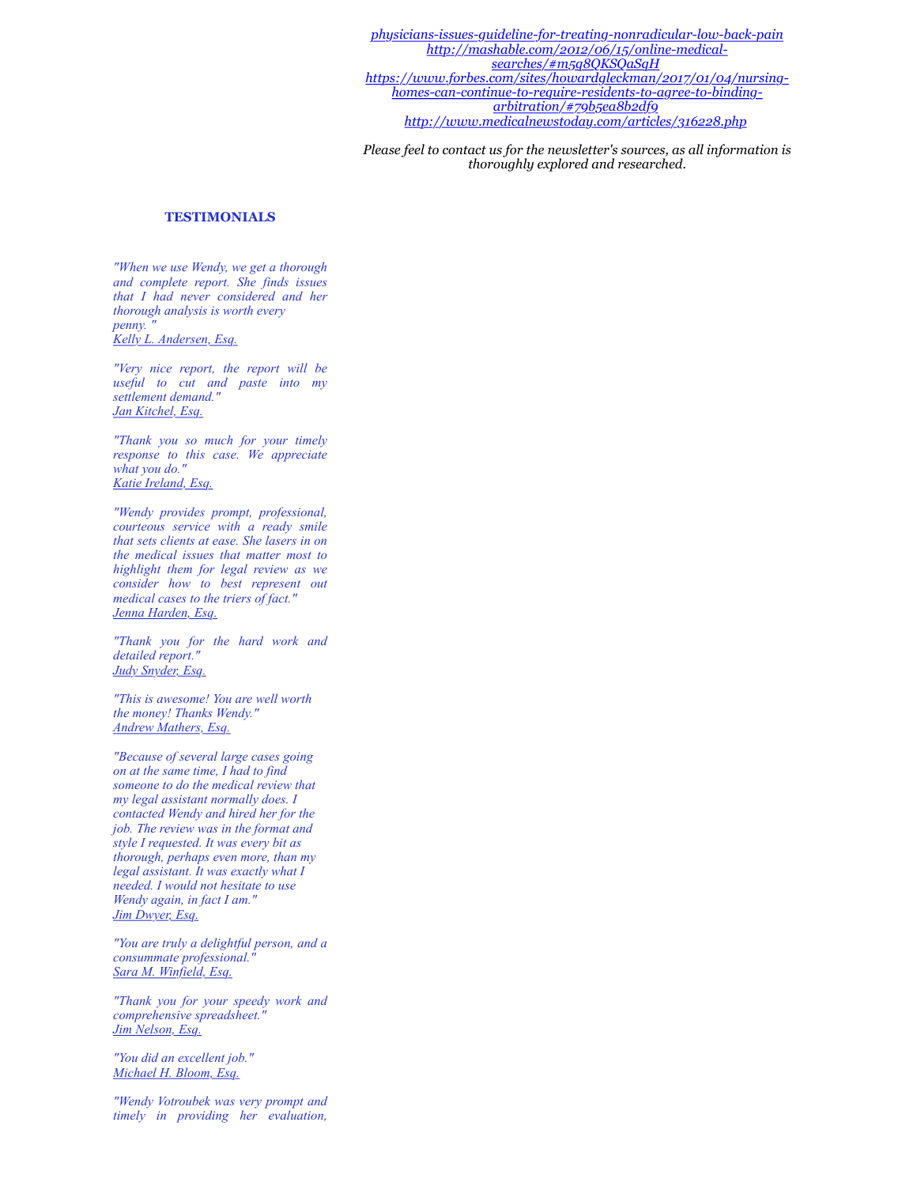*physicians-issues-guideline-for-treating-nonradicular-low-back-pain*
*http://mashable.com/2012/06/15/online-medical-searches/#m5g8QKSQaSgH*
*https://www.forbes.com/sites/howardgleckman/2017/01/04/nursing-homes-can-continue-to-require-residents-to-agree-to-binding-arbitration/#79b5ea8b2df9*
*http://www.medicalnewstoday.com/articles/316228.php*

*Please feel to contact us for the newsletter's sources, as all information is thoroughly explored and researched.*

## TESTIMONIALS

*"When we use Wendy, we get a thorough and complete report. She finds issues that I had never considered and her thorough analysis is worth every penny. "*
*Kelly L. Andersen, Esq.*

*"Very nice report, the report will be useful to cut and paste into my settlement demand."*
*Jan Kitchel, Esq.*

*"Thank you so much for your timely response to this case. We appreciate what you do."*
*Katie Ireland, Esq.*

*"Wendy provides prompt, professional, courteous service with a ready smile that sets clients at ease. She lasers in on the medical issues that matter most to highlight them for legal review as we consider how to best represent out medical cases to the triers of fact."*
*Jenna Harden, Esq.*

*"Thank you for the hard work and detailed report."*
*Judy Snyder, Esq.*

*"This is awesome! You are well worth the money! Thanks Wendy."*
*Andrew Mathers, Esq.*

*"Because of several large cases going on at the same time, I had to find someone to do the medical review that my legal assistant normally does. I contacted Wendy and hired her for the job. The review was in the format and style I requested. It was every bit as thorough, perhaps even more, than my legal assistant. It was exactly what I needed. I would not hesitate to use Wendy again, in fact I am."*
*Jim Dwyer, Esq.*

*"You are truly a delightful person, and a consummate professional."*
*Sara M. Winfield, Esq.*

*"Thank you for your speedy work and comprehensive spreadsheet."*
*Jim Nelson, Esq.*

*"You did an excellent job."*
*Michael H. Bloom, Esq.*

*"Wendy Votroubek was very prompt and timely in providing her evaluation,*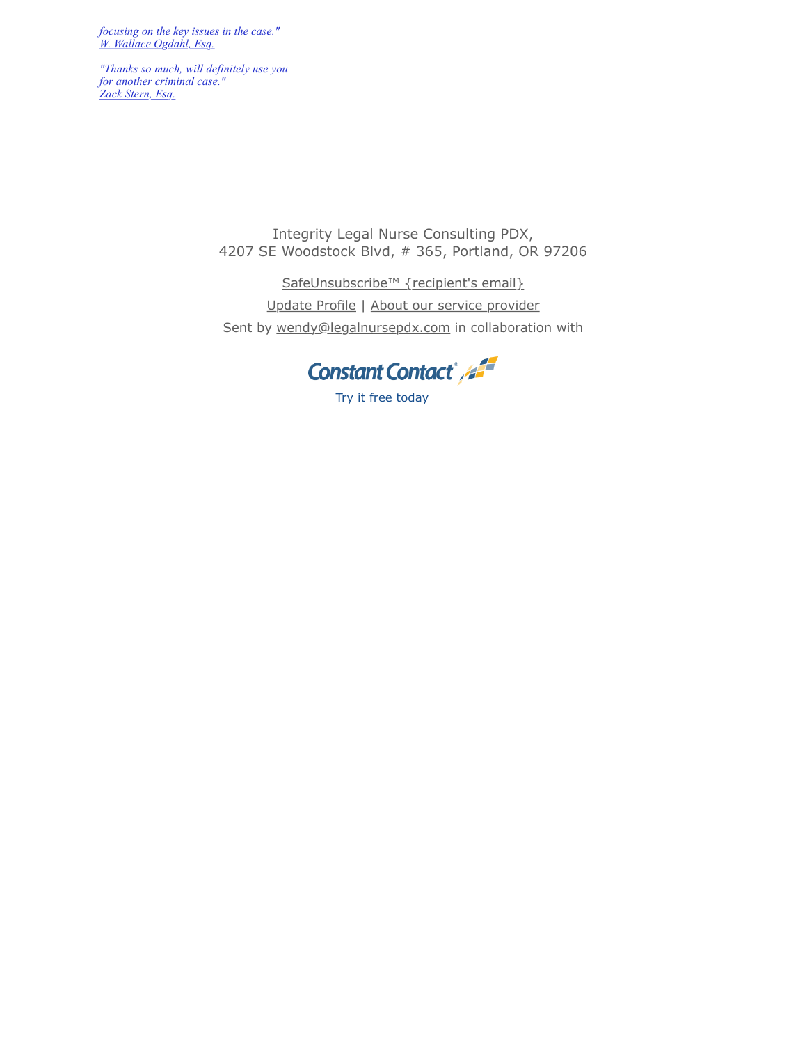*focusing on the key issues in the case."*
*W. Wallace Ogdahl, Esq.*

*"Thanks so much, will definitely use you for another criminal case."*
*Zack Stern, Esq.*

Integrity Legal Nurse Consulting PDX,
4207 SE Woodstock Blvd, # 365, Portland, OR 97206

SafeUnsubscribe™ {recipient's email}

Update Profile | About our service provider

Sent by wendy@legalnursepdx.com in collaboration with

Constant Contact

Try it free today